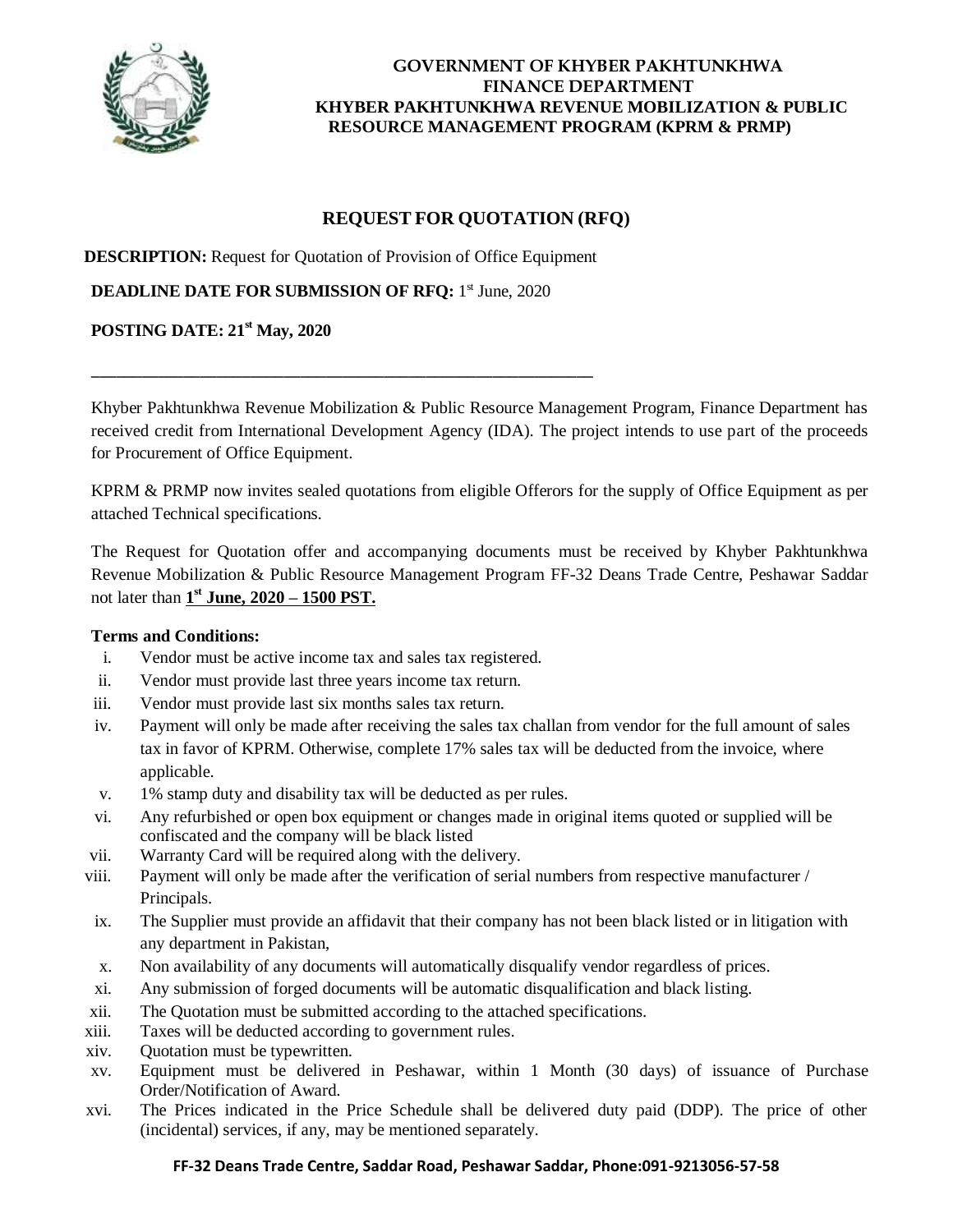# GOVERNMENT OF KHYBER PAKHTUNKHWA
## FINANCE DEPARTMENT
## KHYBER PAKHTUNKHWA REVENUE MOBILIZATION & PUBLIC RESOURCE MANAGEMENT PROGRAM (KPRM & PRMP)

## REQUEST FOR QUOTATION (RFQ)

**DESCRIPTION:** Request for Quotation of Provision of Office Equipment

**DEADLINE DATE FOR SUBMISSION OF RFQ:** 1st June, 2020

**POSTING DATE: 21st May, 2020**

---

Khyber Pakhtunkhwa Revenue Mobilization & Public Resource Management Program, Finance Department has received credit from International Development Agency (IDA). The project intends to use part of the proceeds for Procurement of Office Equipment.

KPRM & PRMP now invites sealed quotations from eligible Offerors for the supply of Office Equipment as per attached Technical specifications.

The Request for Quotation offer and accompanying documents must be received by Khyber Pakhtunkhwa Revenue Mobilization & Public Resource Management Program FF-32 Deans Trade Centre, Peshawar Saddar not later than **1st June, 2020 – 1500 PST.**

**Terms and Conditions:**

i. Vendor must be active income tax and sales tax registered.
ii. Vendor must provide last three years income tax return.
iii. Vendor must provide last six months sales tax return.
iv. Payment will only be made after receiving the sales tax challan from vendor for the full amount of sales tax in favor of KPRM. Otherwise, complete 17% sales tax will be deducted from the invoice, where applicable.
v. 1% stamp duty and disability tax will be deducted as per rules.
vi. Any refurbished or open box equipment or changes made in original items quoted or supplied will be confiscated and the company will be black listed
vii. Warranty Card will be required along with the delivery.
viii. Payment will only be made after the verification of serial numbers from respective manufacturer / Principals.
ix. The Supplier must provide an affidavit that their company has not been black listed or in litigation with any department in Pakistan,
x. Non availability of any documents will automatically disqualify vendor regardless of prices.
xi. Any submission of forged documents will be automatic disqualification and black listing.
xii. The Quotation must be submitted according to the attached specifications.
xiii. Taxes will be deducted according to government rules.
xiv. Quotation must be typewritten.
xv. Equipment must be delivered in Peshawar, within 1 Month (30 days) of issuance of Purchase Order/Notification of Award.
xvi. The Prices indicated in the Price Schedule shall be delivered duty paid (DDP). The price of other (incidental) services, if any, may be mentioned separately.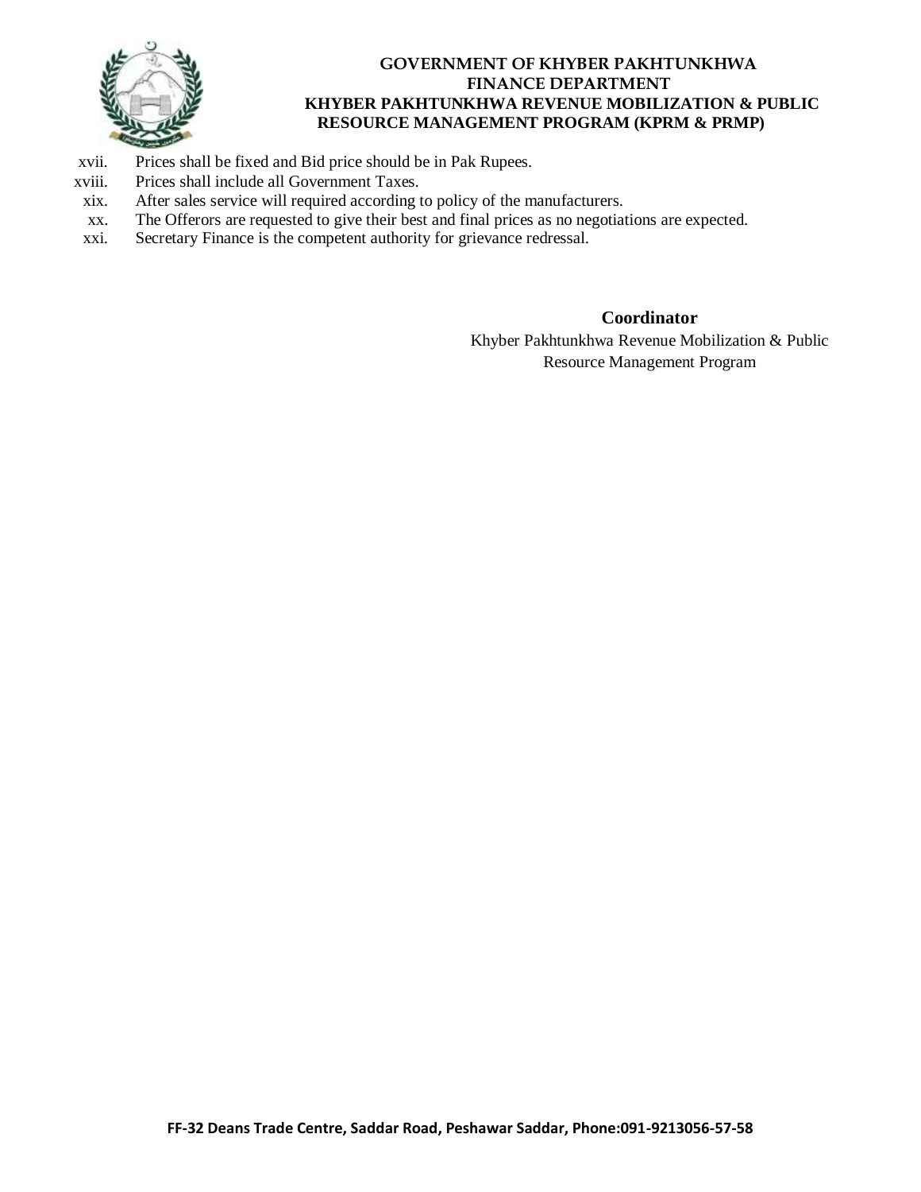xvii. Prices shall be fixed and Bid price should be in Pak Rupees.

xviii. Prices shall include all Government Taxes.

xix. After sales service will required according to policy of the manufacturers.

xx. The Offerors are requested to give their best and final prices as no negotiations are expected.

xxi. Secretary Finance is the competent authority for grievance redressal.

**Coordinator**

Khyber Pakhtunkhwa Revenue Mobilization & Public Resource Management Program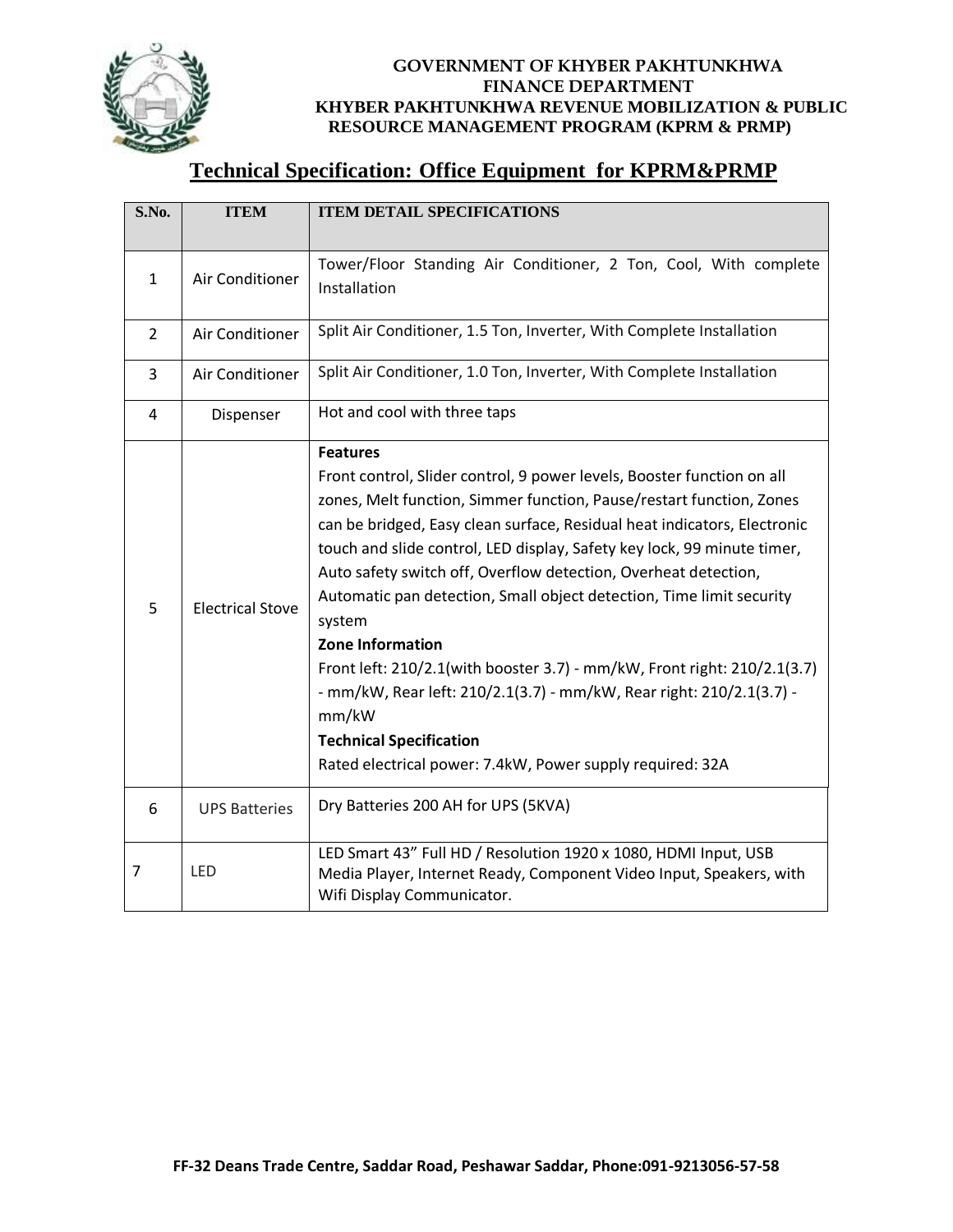**GOVERNMENT OF KHYBER PAKHTUNKHWA**
**FINANCE DEPARTMENT**
**KHYBER PAKHTUNKHWA REVENUE MOBILIZATION & PUBLIC RESOURCE MANAGEMENT PROGRAM (KPRM & PRMP)**

# Technical Specification: Office Equipment for KPRM&PRMP

| S.No. | ITEM | ITEM DETAIL SPECIFICATIONS |
|---|---|---|
| 1 | Air Conditioner | Tower/Floor Standing Air Conditioner, 2 Ton, Cool, With complete Installation |
| 2 | Air Conditioner | Split Air Conditioner, 1.5 Ton, Inverter, With Complete Installation |
| 3 | Air Conditioner | Split Air Conditioner, 1.0 Ton, Inverter, With Complete Installation |
| 4 | Dispenser | Hot and cool with three taps |
| 5 | Electrical Stove | **Features**<br>Front control, Slider control, 9 power levels, Booster function on all zones, Melt function, Simmer function, Pause/restart function, Zones can be bridged, Easy clean surface, Residual heat indicators, Electronic touch and slide control, LED display, Safety key lock, 99 minute timer, Auto safety switch off, Overflow detection, Overheat detection, Automatic pan detection, Small object detection, Time limit security system<br>**Zone Information**<br>Front left: 210/2.1(with booster 3.7) - mm/kW, Front right: 210/2.1(3.7) - mm/kW, Rear left: 210/2.1(3.7) - mm/kW, Rear right: 210/2.1(3.7) - mm/kW<br>**Technical Specification**<br>Rated electrical power: 7.4kW, Power supply required: 32A |
| 6 | UPS Batteries | Dry Batteries 200 AH for UPS (5KVA) |
| 7 | LED | LED Smart 43" Full HD / Resolution 1920 x 1080, HDMI Input, USB Media Player, Internet Ready, Component Video Input, Speakers, with Wifi Display Communicator. |

**FF-32 Deans Trade Centre, Saddar Road, Peshawar Saddar, Phone:091-9213056-57-58**